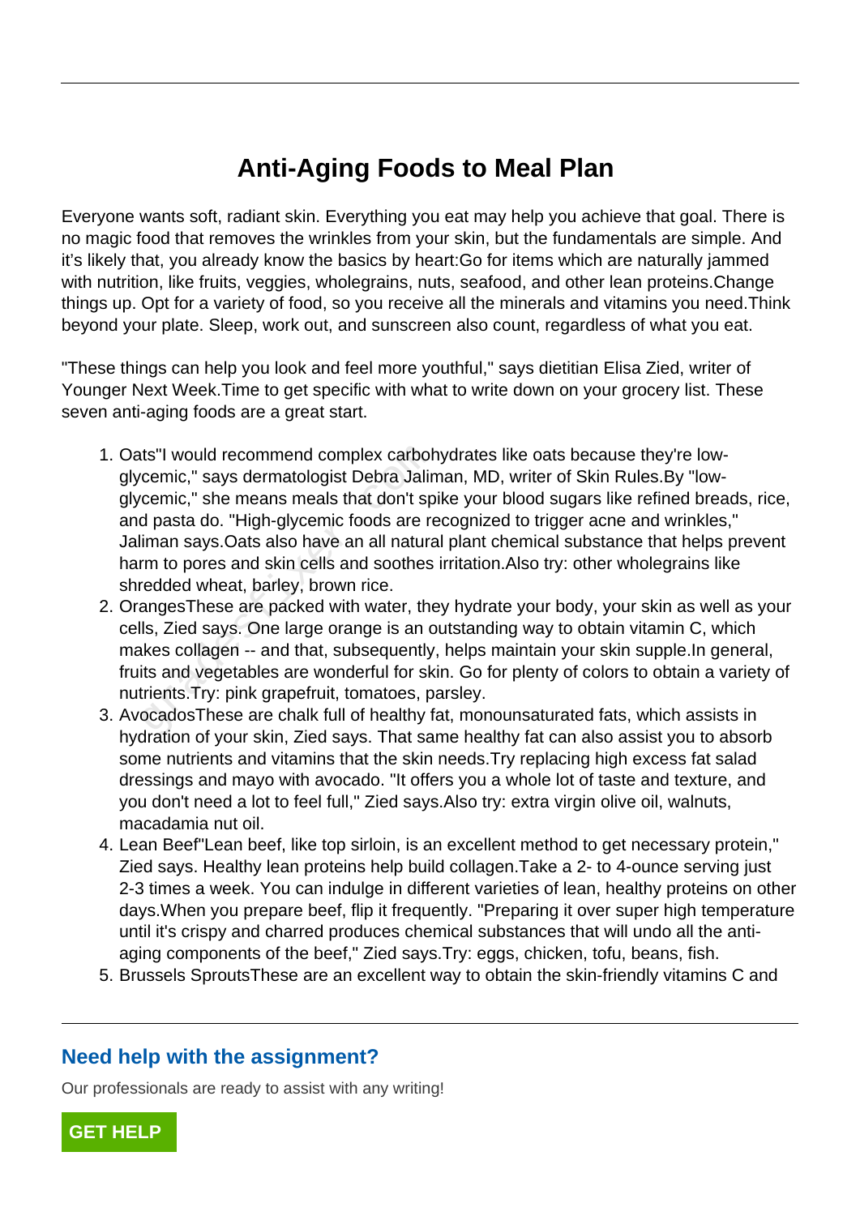# Anti-Aging Foods to Meal Plan

Everyone wants soft, radiant skin. Everything you eat may help you achieve that goal. There is no magic food that removes the wrinkles from your skin, but the fundamentals are simple. And it's likely that, you already know the basics by heart:Go for items which are naturally jammed with nutrition, like fruits, veggies, wholegrains, nuts, seafood, and other lean proteins.Change things up. Opt for a variety of food, so you receive all the minerals and vitamins you need.Think beyond your plate. Sleep, work out, and sunscreen also count, regardless of what you eat.

"These things can help you look and feel more youthful," says dietitian Elisa Zied, writer of Younger Next Week.Time to get specific with what to write down on your grocery list. These seven anti-aging foods are a great start.

1. Oats"I would recommend complex carbohydrates like oats because they're low-glycemic," says dermatologist Debra Jaliman, MD, writer of Skin Rules.By "low-glycemic," she means meals that don't spike your blood sugars like refined breads, rice, and pasta do. "High-glycemic foods are recognized to trigger acne and wrinkles," Jaliman says.Oats also have an all natural plant chemical substance that helps prevent harm to pores and skin cells and soothes irritation.Also try: other wholegrains like shredded wheat, barley, brown rice.
2. OrangesThese are packed with water, they hydrate your body, your skin as well as your cells, Zied says. One large orange is an outstanding way to obtain vitamin C, which makes collagen -- and that, subsequently, helps maintain your skin supple.In general, fruits and vegetables are wonderful for skin. Go for plenty of colors to obtain a variety of nutrients.Try: pink grapefruit, tomatoes, parsley.
3. AvocadosThese are chalk full of healthy fat, monounsaturated fats, which assists in hydration of your skin, Zied says. That same healthy fat can also assist you to absorb some nutrients and vitamins that the skin needs.Try replacing high excess fat salad dressings and mayo with avocado. "It offers you a whole lot of taste and texture, and you don't need a lot to feel full," Zied says.Also try: extra virgin olive oil, walnuts, macadamia nut oil.
4. Lean Beef"Lean beef, like top sirloin, is an excellent method to get necessary protein," Zied says. Healthy lean proteins help build collagen.Take a 2- to 4-ounce serving just 2-3 times a week. You can indulge in different varieties of lean, healthy proteins on other days.When you prepare beef, flip it frequently. "Preparing it over super high temperature until it's crispy and charred produces chemical substances that will undo all the anti-aging components of the beef," Zied says.Try: eggs, chicken, tofu, beans, fish.
5. Brussels SproutsThese are an excellent way to obtain the skin-friendly vitamins C and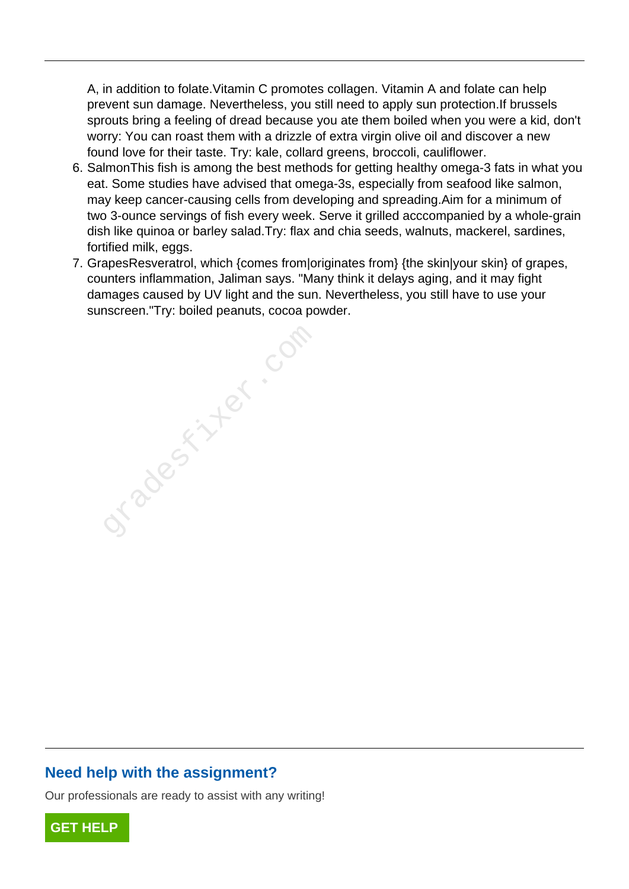A, in addition to folate.Vitamin C promotes collagen. Vitamin A and folate can help prevent sun damage. Nevertheless, you still need to apply sun protection.If brussels sprouts bring a feeling of dread because you ate them boiled when you were a kid, don't worry: You can roast them with a drizzle of extra virgin olive oil and discover a new found love for their taste. Try: kale, collard greens, broccoli, cauliflower.

6. SalmonThis fish is among the best methods for getting healthy omega-3 fats in what you eat. Some studies have advised that omega-3s, especially from seafood like salmon, may keep cancer-causing cells from developing and spreading.Aim for a minimum of two 3-ounce servings of fish every week. Serve it grilled acccompanied by a whole-grain dish like quinoa or barley salad.Try: flax and chia seeds, walnuts, mackerel, sardines, fortified milk, eggs.
7. GrapesResveratrol, which {comes from|originates from} {the skin|your skin} of grapes, counters inflammation, Jaliman says. "Many think it delays aging, and it may fight damages caused by UV light and the sun. Nevertheless, you still have to use your sunscreen."Try: boiled peanuts, cocoa powder.

## Need help with the assignment?

Our professionals are ready to assist with any writing!

GET HELP